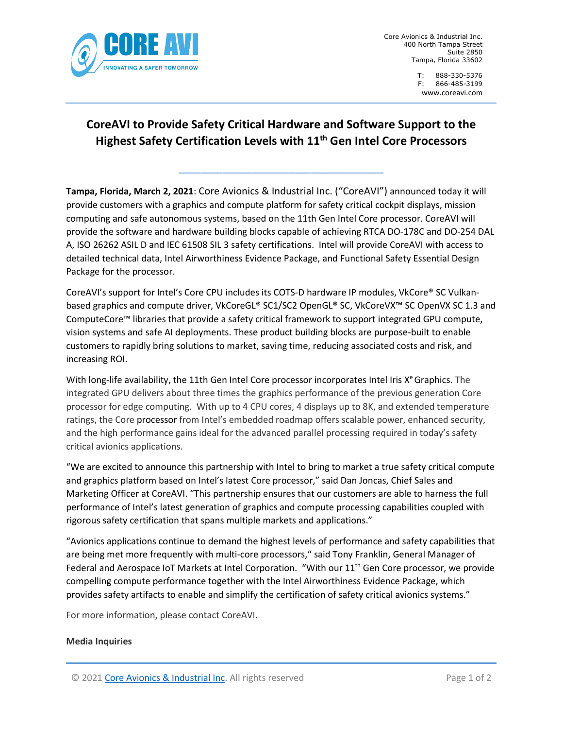Core Avionics & Industrial Inc.
400 North Tampa Street
Suite 2850
Tampa, Florida 33602

T: 888-330-5376
F: 866-485-3199
www.coreavi.com

# CoreAVI to Provide Safety Critical Hardware and Software Support to the Highest Safety Certification Levels with 11th Gen Intel Core Processors

**Tampa, Florida, March 2, 2021**: Core Avionics & Industrial Inc. ("CoreAVI") announced today it will provide customers with a graphics and compute platform for safety critical cockpit displays, mission computing and safe autonomous systems, based on the 11th Gen Intel Core processor. CoreAVI will provide the software and hardware building blocks capable of achieving RTCA DO-178C and DO-254 DAL A, ISO 26262 ASIL D and IEC 61508 SIL 3 safety certifications. Intel will provide CoreAVI with access to detailed technical data, Intel Airworthiness Evidence Package, and Functional Safety Essential Design Package for the processor.

CoreAVI's support for Intel's Core CPU includes its COTS-D hardware IP modules, VkCore® SC Vulkan-based graphics and compute driver, VkCoreGL® SC1/SC2 OpenGL® SC, VkCoreVX™ SC OpenVX SC 1.3 and ComputeCore™ libraries that provide a safety critical framework to support integrated GPU compute, vision systems and safe AI deployments. These product building blocks are purpose-built to enable customers to rapidly bring solutions to market, saving time, reducing associated costs and risk, and increasing ROI.

With long-life availability, the 11th Gen Intel Core processor incorporates Intel Iris Xe Graphics. The integrated GPU delivers about three times the graphics performance of the previous generation Core processor for edge computing. With up to 4 CPU cores, 4 displays up to 8K, and extended temperature ratings, the Core processor from Intel's embedded roadmap offers scalable power, enhanced security, and the high performance gains ideal for the advanced parallel processing required in today's safety critical avionics applications.

"We are excited to announce this partnership with Intel to bring to market a true safety critical compute and graphics platform based on Intel's latest Core processor," said Dan Joncas, Chief Sales and Marketing Officer at CoreAVI. "This partnership ensures that our customers are able to harness the full performance of Intel's latest generation of graphics and compute processing capabilities coupled with rigorous safety certification that spans multiple markets and applications."

"Avionics applications continue to demand the highest levels of performance and safety capabilities that are being met more frequently with multi-core processors," said Tony Franklin, General Manager of Federal and Aerospace IoT Markets at Intel Corporation. "With our 11th Gen Core processor, we provide compelling compute performance together with the Intel Airworthiness Evidence Package, which provides safety artifacts to enable and simplify the certification of safety critical avionics systems."

For more information, please contact CoreAVI.

**Media Inquiries**

© 2021 Core Avionics & Industrial Inc. All rights reserved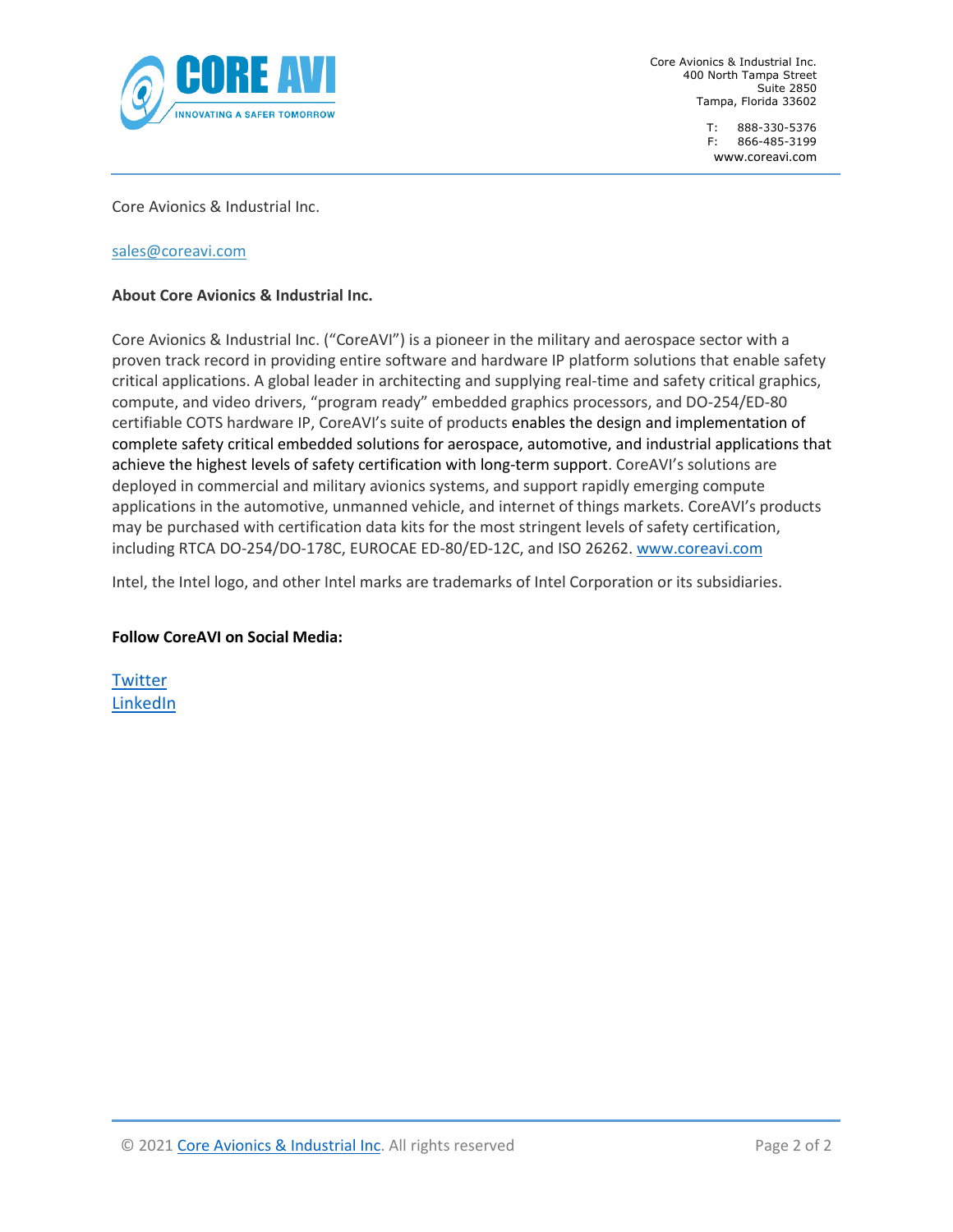Core Avionics & Industrial Inc.

sales@coreavi.com

**About Core Avionics & Industrial Inc.**

Core Avionics & Industrial Inc. ("CoreAVI") is a pioneer in the military and aerospace sector with a proven track record in providing entire software and hardware IP platform solutions that enable safety critical applications. A global leader in architecting and supplying real-time and safety critical graphics, compute, and video drivers, "program ready" embedded graphics processors, and DO-254/ED-80 certifiable COTS hardware IP, CoreAVI's suite of products enables the design and implementation of complete safety critical embedded solutions for aerospace, automotive, and industrial applications that achieve the highest levels of safety certification with long-term support. CoreAVI's solutions are deployed in commercial and military avionics systems, and support rapidly emerging compute applications in the automotive, unmanned vehicle, and internet of things markets. CoreAVI's products may be purchased with certification data kits for the most stringent levels of safety certification, including RTCA DO-254/DO-178C, EUROCAE ED-80/ED-12C, and ISO 26262. www.coreavi.com

Intel, the Intel logo, and other Intel marks are trademarks of Intel Corporation or its subsidiaries.

**Follow CoreAVI on Social Media:**

Twitter
LinkedIn